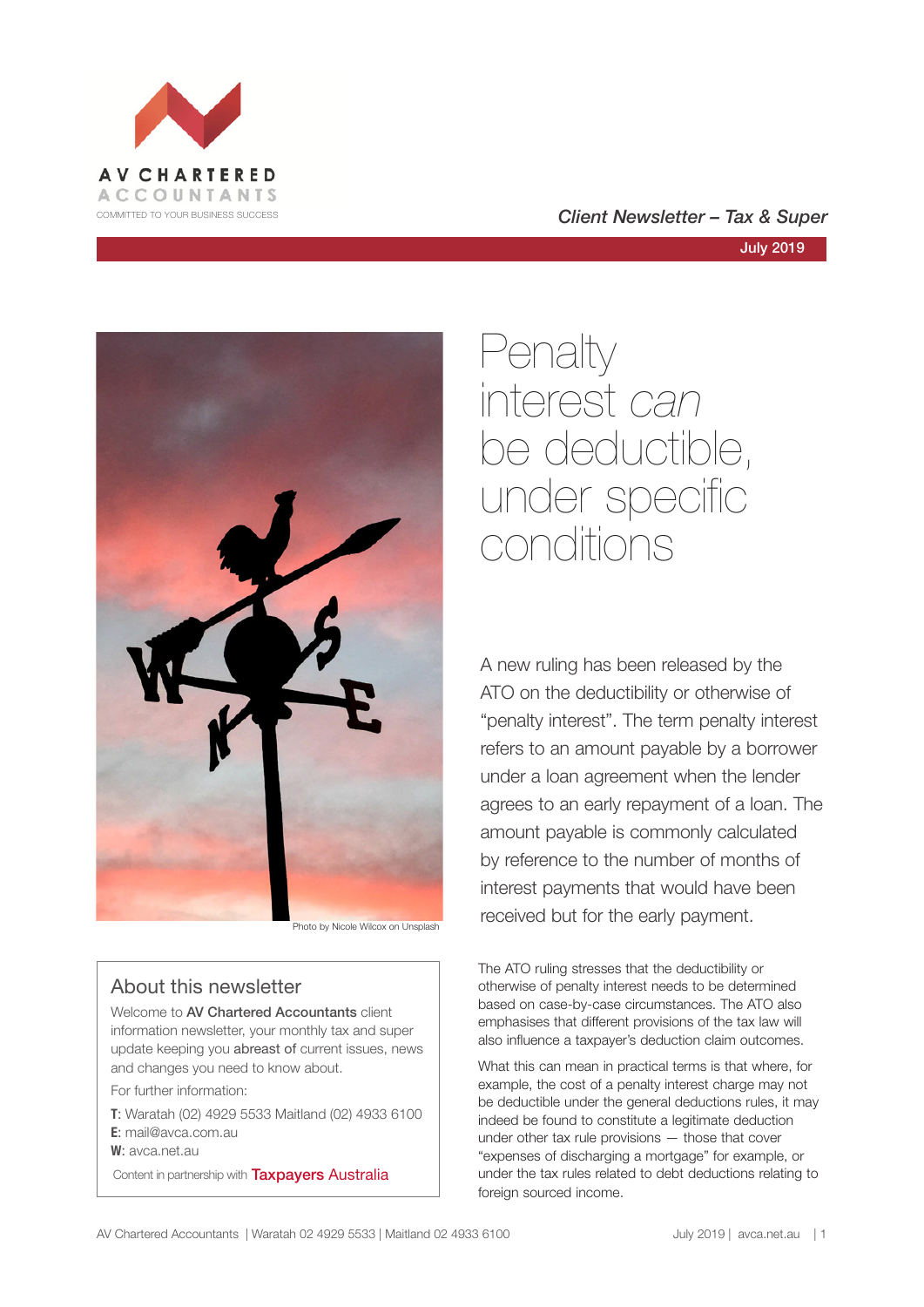AV CHARTERED ACCOUNTANTS

COMMITTED TO YOUR BUSINESS SUCCESS

*Client Newsletter – Tax & Super*

July 2019

Photo by Nicole Wilcox on Unsplash

# Penalty interest *can* be deductible, under specific conditions

A new ruling has been released by the ATO on the deductibility or otherwise of "penalty interest". The term penalty interest refers to an amount payable by a borrower under a loan agreement when the lender agrees to an early repayment of a loan. The amount payable is commonly calculated by reference to the number of months of interest payments that would have been received but for the early payment.

The ATO ruling stresses that the deductibility or otherwise of penalty interest needs to be determined based on case-by-case circumstances. The ATO also emphasises that different provisions of the tax law will also influence a taxpayer's deduction claim outcomes.

What this can mean in practical terms is that where, for example, the cost of a penalty interest charge may not be deductible under the general deductions rules, it may indeed be found to constitute a legitimate deduction under other tax rule provisions — those that cover "expenses of discharging a mortgage" for example, or under the tax rules related to debt deductions relating to foreign sourced income.

## About this newsletter

Welcome to **AV Chartered Accountants** client information newsletter, your monthly tax and super update keeping you **abreast of** current issues, news and changes you need to know about.

For further information:

**T**: Waratah (02) 4929 5533 Maitland (02) 4933 6100
**E**: mail@avca.com.au
**W**: avca.net.au

Content in partnership with Taxpayers Australia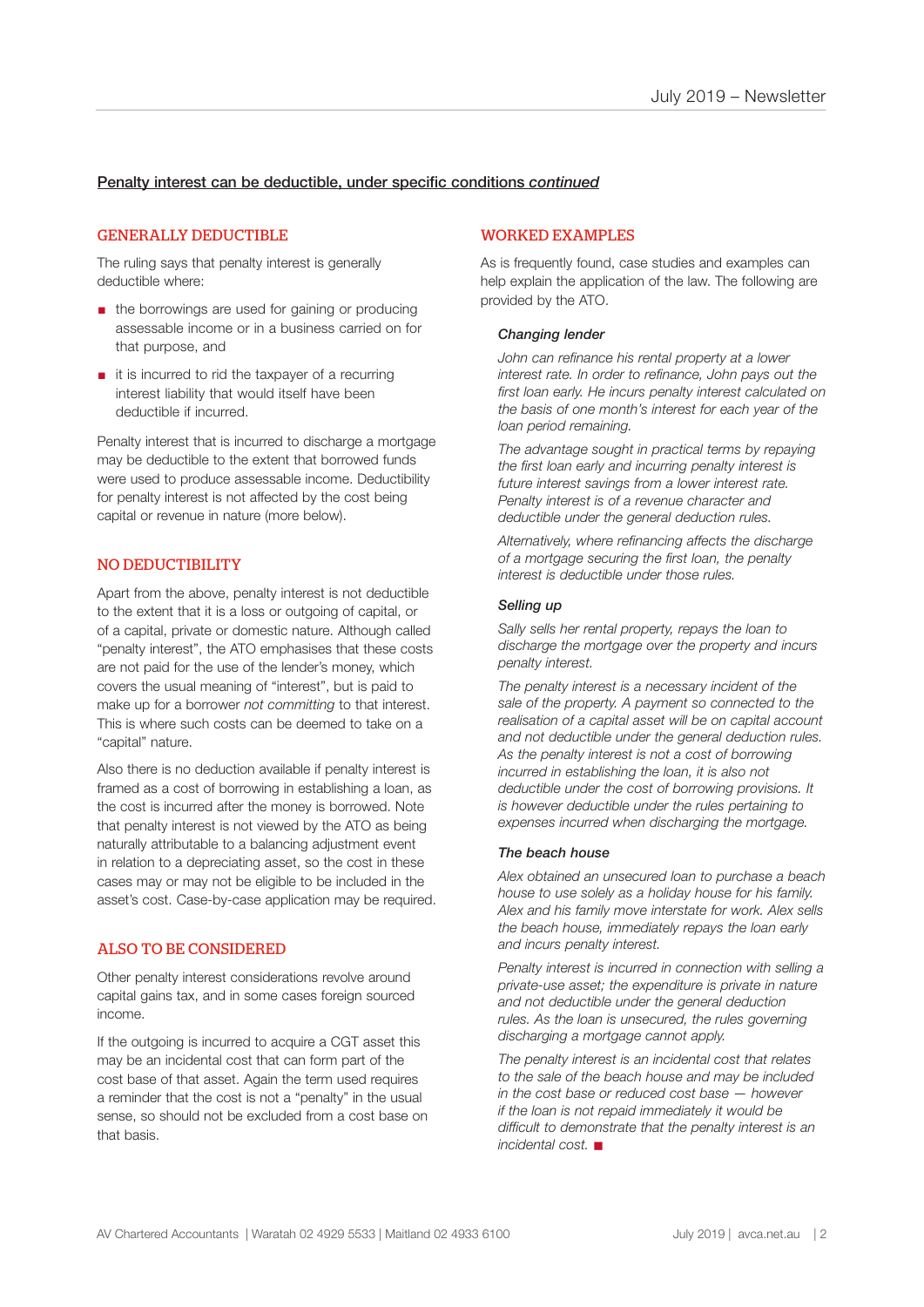## Penalty interest can be deductible, under specific conditions *continued*

### GENERALLY DEDUCTIBLE

The ruling says that penalty interest is generally deductible where:

- the borrowings are used for gaining or producing assessable income or in a business carried on for that purpose, and
- it is incurred to rid the taxpayer of a recurring interest liability that would itself have been deductible if incurred.

Penalty interest that is incurred to discharge a mortgage may be deductible to the extent that borrowed funds were used to produce assessable income. Deductibility for penalty interest is not affected by the cost being capital or revenue in nature (more below).

### NO DEDUCTIBILITY

Apart from the above, penalty interest is not deductible to the extent that it is a loss or outgoing of capital, or of a capital, private or domestic nature. Although called "penalty interest", the ATO emphasises that these costs are not paid for the use of the lender's money, which covers the usual meaning of "interest", but is paid to make up for a borrower *not committing* to that interest. This is where such costs can be deemed to take on a "capital" nature.

Also there is no deduction available if penalty interest is framed as a cost of borrowing in establishing a loan, as the cost is incurred after the money is borrowed. Note that penalty interest is not viewed by the ATO as being naturally attributable to a balancing adjustment event in relation to a depreciating asset, so the cost in these cases may or may not be eligible to be included in the asset's cost. Case-by-case application may be required.

### ALSO TO BE CONSIDERED

Other penalty interest considerations revolve around capital gains tax, and in some cases foreign sourced income.

If the outgoing is incurred to acquire a CGT asset this may be an incidental cost that can form part of the cost base of that asset. Again the term used requires a reminder that the cost is not a "penalty" in the usual sense, so should not be excluded from a cost base on that basis.

### WORKED EXAMPLES

As is frequently found, case studies and examples can help explain the application of the law. The following are provided by the ATO.

#### *Changing lender*

*John can refinance his rental property at a lower interest rate. In order to refinance, John pays out the first loan early. He incurs penalty interest calculated on the basis of one month's interest for each year of the loan period remaining.*

*The advantage sought in practical terms by repaying the first loan early and incurring penalty interest is future interest savings from a lower interest rate. Penalty interest is of a revenue character and deductible under the general deduction rules.*

*Alternatively, where refinancing affects the discharge of a mortgage securing the first loan, the penalty interest is deductible under those rules.*

#### *Selling up*

*Sally sells her rental property, repays the loan to discharge the mortgage over the property and incurs penalty interest.*

*The penalty interest is a necessary incident of the sale of the property. A payment so connected to the realisation of a capital asset will be on capital account and not deductible under the general deduction rules. As the penalty interest is not a cost of borrowing incurred in establishing the loan, it is also not deductible under the cost of borrowing provisions. It is however deductible under the rules pertaining to expenses incurred when discharging the mortgage.*

#### *The beach house*

*Alex obtained an unsecured loan to purchase a beach house to use solely as a holiday house for his family. Alex and his family move interstate for work. Alex sells the beach house, immediately repays the loan early and incurs penalty interest.*

*Penalty interest is incurred in connection with selling a private-use asset; the expenditure is private in nature and not deductible under the general deduction rules. As the loan is unsecured, the rules governing discharging a mortgage cannot apply.*

*The penalty interest is an incidental cost that relates to the sale of the beach house and may be included in the cost base or reduced cost base — however if the loan is not repaid immediately it would be difficult to demonstrate that the penalty interest is an incidental cost.* ■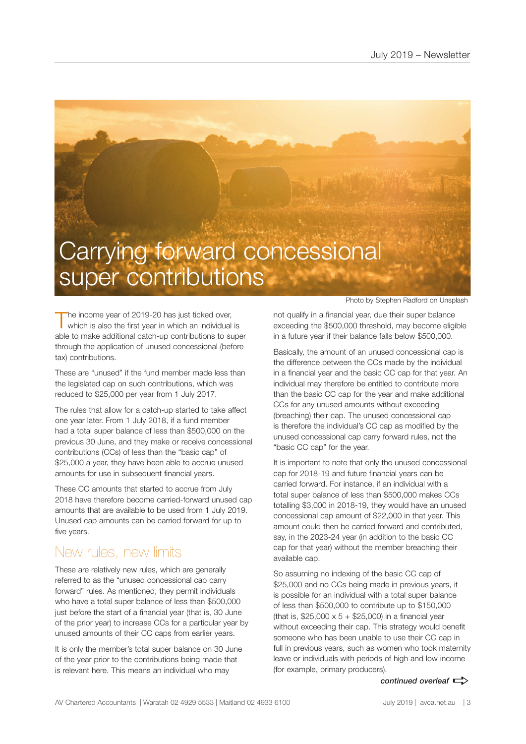# Carrying forward concessional super contributions

Photo by Stephen Radford on Unsplash

The income year of 2019-20 has just ticked over, which is also the first year in which an individual is able to make additional catch-up contributions to super through the application of unused concessional (before tax) contributions.

These are "unused" if the fund member made less than the legislated cap on such contributions, which was reduced to $25,000 per year from 1 July 2017.

The rules that allow for a catch-up started to take affect one year later. From 1 July 2018, if a fund member had a total super balance of less than $500,000 on the previous 30 June, and they make or receive concessional contributions (CCs) of less than the "basic cap" of $25,000 a year, they have been able to accrue unused amounts for use in subsequent financial years.

These CC amounts that started to accrue from July 2018 have therefore become carried-forward unused cap amounts that are available to be used from 1 July 2019. Unused cap amounts can be carried forward for up to five years.

## New rules, new limits

These are relatively new rules, which are generally referred to as the "unused concessional cap carry forward" rules. As mentioned, they permit individuals who have a total super balance of less than $500,000 just before the start of a financial year (that is, 30 June of the prior year) to increase CCs for a particular year by unused amounts of their CC caps from earlier years.

It is only the member's total super balance on 30 June of the year prior to the contributions being made that is relevant here. This means an individual who may not qualify in a financial year, due their super balance exceeding the $500,000 threshold, may become eligible in a future year if their balance falls below $500,000.

Basically, the amount of an unused concessional cap is the difference between the CCs made by the individual in a financial year and the basic CC cap for that year. An individual may therefore be entitled to contribute more than the basic CC cap for the year and make additional CCs for any unused amounts without exceeding (breaching) their cap. The unused concessional cap is therefore the individual's CC cap as modified by the unused concessional cap carry forward rules, not the "basic CC cap" for the year.

It is important to note that only the unused concessional cap for 2018-19 and future financial years can be carried forward. For instance, if an individual with a total super balance of less than $500,000 makes CCs totalling $3,000 in 2018-19, they would have an unused concessional cap amount of $22,000 in that year. This amount could then be carried forward and contributed, say, in the 2023-24 year (in addition to the basic CC cap for that year) without the member breaching their available cap.

So assuming no indexing of the basic CC cap of $25,000 and no CCs being made in previous years, it is possible for an individual with a total super balance of less than $500,000 to contribute up to $150,000 (that is, $25,000 x 5 + $25,000) in a financial year without exceeding their cap. This strategy would benefit someone who has been unable to use their CC cap in full in previous years, such as women who took maternity leave or individuals with periods of high and low income (for example, primary producers).

***continued overleaf***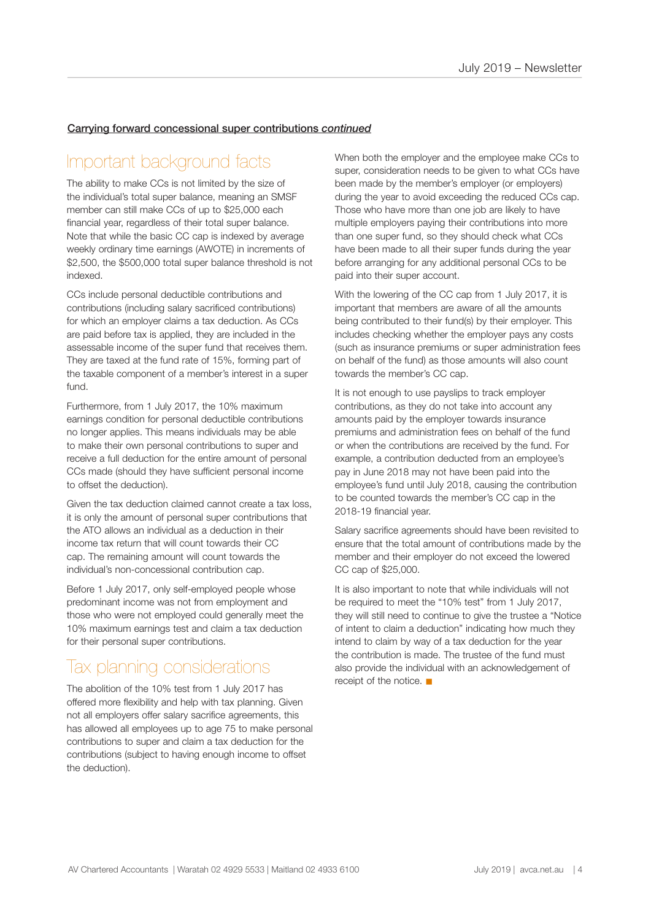**Carrying forward concessional super contributions *continued***

## Important background facts

The ability to make CCs is not limited by the size of the individual's total super balance, meaning an SMSF member can still make CCs of up to $25,000 each financial year, regardless of their total super balance. Note that while the basic CC cap is indexed by average weekly ordinary time earnings (AWOTE) in increments of $2,500, the $500,000 total super balance threshold is not indexed.

CCs include personal deductible contributions and contributions (including salary sacrificed contributions) for which an employer claims a tax deduction. As CCs are paid before tax is applied, they are included in the assessable income of the super fund that receives them. They are taxed at the fund rate of 15%, forming part of the taxable component of a member's interest in a super fund.

Furthermore, from 1 July 2017, the 10% maximum earnings condition for personal deductible contributions no longer applies. This means individuals may be able to make their own personal contributions to super and receive a full deduction for the entire amount of personal CCs made (should they have sufficient personal income to offset the deduction).

Given the tax deduction claimed cannot create a tax loss, it is only the amount of personal super contributions that the ATO allows an individual as a deduction in their income tax return that will count towards their CC cap. The remaining amount will count towards the individual's non-concessional contribution cap.

Before 1 July 2017, only self-employed people whose predominant income was not from employment and those who were not employed could generally meet the 10% maximum earnings test and claim a tax deduction for their personal super contributions.

## Tax planning considerations

The abolition of the 10% test from 1 July 2017 has offered more flexibility and help with tax planning. Given not all employers offer salary sacrifice agreements, this has allowed all employees up to age 75 to make personal contributions to super and claim a tax deduction for the contributions (subject to having enough income to offset the deduction).

When both the employer and the employee make CCs to super, consideration needs to be given to what CCs have been made by the member's employer (or employers) during the year to avoid exceeding the reduced CCs cap. Those who have more than one job are likely to have multiple employers paying their contributions into more than one super fund, so they should check what CCs have been made to all their super funds during the year before arranging for any additional personal CCs to be paid into their super account.

With the lowering of the CC cap from 1 July 2017, it is important that members are aware of all the amounts being contributed to their fund(s) by their employer. This includes checking whether the employer pays any costs (such as insurance premiums or super administration fees on behalf of the fund) as those amounts will also count towards the member's CC cap.

It is not enough to use payslips to track employer contributions, as they do not take into account any amounts paid by the employer towards insurance premiums and administration fees on behalf of the fund or when the contributions are received by the fund. For example, a contribution deducted from an employee's pay in June 2018 may not have been paid into the employee's fund until July 2018, causing the contribution to be counted towards the member's CC cap in the 2018-19 financial year.

Salary sacrifice agreements should have been revisited to ensure that the total amount of contributions made by the member and their employer do not exceed the lowered CC cap of $25,000.

It is also important to note that while individuals will not be required to meet the "10% test" from 1 July 2017, they will still need to continue to give the trustee a "Notice of intent to claim a deduction" indicating how much they intend to claim by way of a tax deduction for the year the contribution is made. The trustee of the fund must also provide the individual with an acknowledgement of receipt of the notice. ■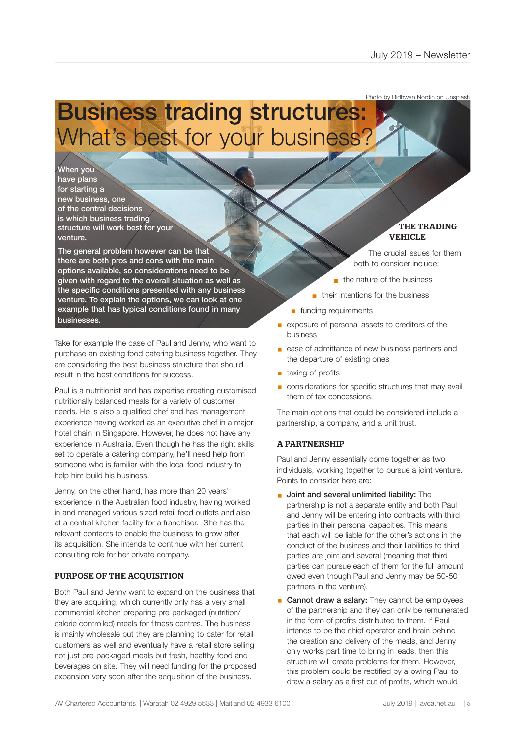Photo by Ridhwan Nordin on Unsplash

# Business trading structures: What's best for your business?

When you have plans for starting a new business, one of the central decisions is which business trading structure will work best for your venture.

The general problem however can be that there are both pros and cons with the main options available, so considerations need to be given with regard to the overall situation as well as the specific conditions presented with any business venture. To explain the options, we can look at one example that has typical conditions found in many businesses.

Take for example the case of Paul and Jenny, who want to purchase an existing food catering business together. They are considering the best business structure that should result in the best conditions for success.

Paul is a nutritionist and has expertise creating customised nutritionally balanced meals for a variety of customer needs. He is also a qualified chef and has management experience having worked as an executive chef in a major hotel chain in Singapore. However, he does not have any experience in Australia. Even though he has the right skills set to operate a catering company, he'll need help from someone who is familiar with the local food industry to help him build his business.

Jenny, on the other hand, has more than 20 years' experience in the Australian food industry, having worked in and managed various sized retail food outlets and also at a central kitchen facility for a franchisor. She has the relevant contacts to enable the business to grow after its acquisition. She intends to continue with her current consulting role for her private company.

### PURPOSE OF THE ACQUISITION

Both Paul and Jenny want to expand on the business that they are acquiring, which currently only has a very small commercial kitchen preparing pre-packaged (nutrition/calorie controlled) meals for fitness centres. The business is mainly wholesale but they are planning to cater for retail customers as well and eventually have a retail store selling not just pre-packaged meals but fresh, healthy food and beverages on site. They will need funding for the proposed expansion very soon after the acquisition of the business.

### THE TRADING VEHICLE

The crucial issues for them both to consider include:

- the nature of the business
- their intentions for the business
- funding requirements
- exposure of personal assets to creditors of the business
- ease of admittance of new business partners and the departure of existing ones
- taxing of profits
- considerations for specific structures that may avail them of tax concessions.

The main options that could be considered include a partnership, a company, and a unit trust.

### A PARTNERSHIP

Paul and Jenny essentially come together as two individuals, working together to pursue a joint venture. Points to consider here are:

- **Joint and several unlimited liability:** The partnership is not a separate entity and both Paul and Jenny will be entering into contracts with third parties in their personal capacities. This means that each will be liable for the other's actions in the conduct of the business and their liabilities to third parties are joint and several (meaning that third parties can pursue each of them for the full amount owed even though Paul and Jenny may be 50-50 partners in the venture).
- **Cannot draw a salary:** They cannot be employees of the partnership and they can only be remunerated in the form of profits distributed to them. If Paul intends to be the chief operator and brain behind the creation and delivery of the meals, and Jenny only works part time to bring in leads, then this structure will create problems for them. However, this problem could be rectified by allowing Paul to draw a salary as a first cut of profits, which would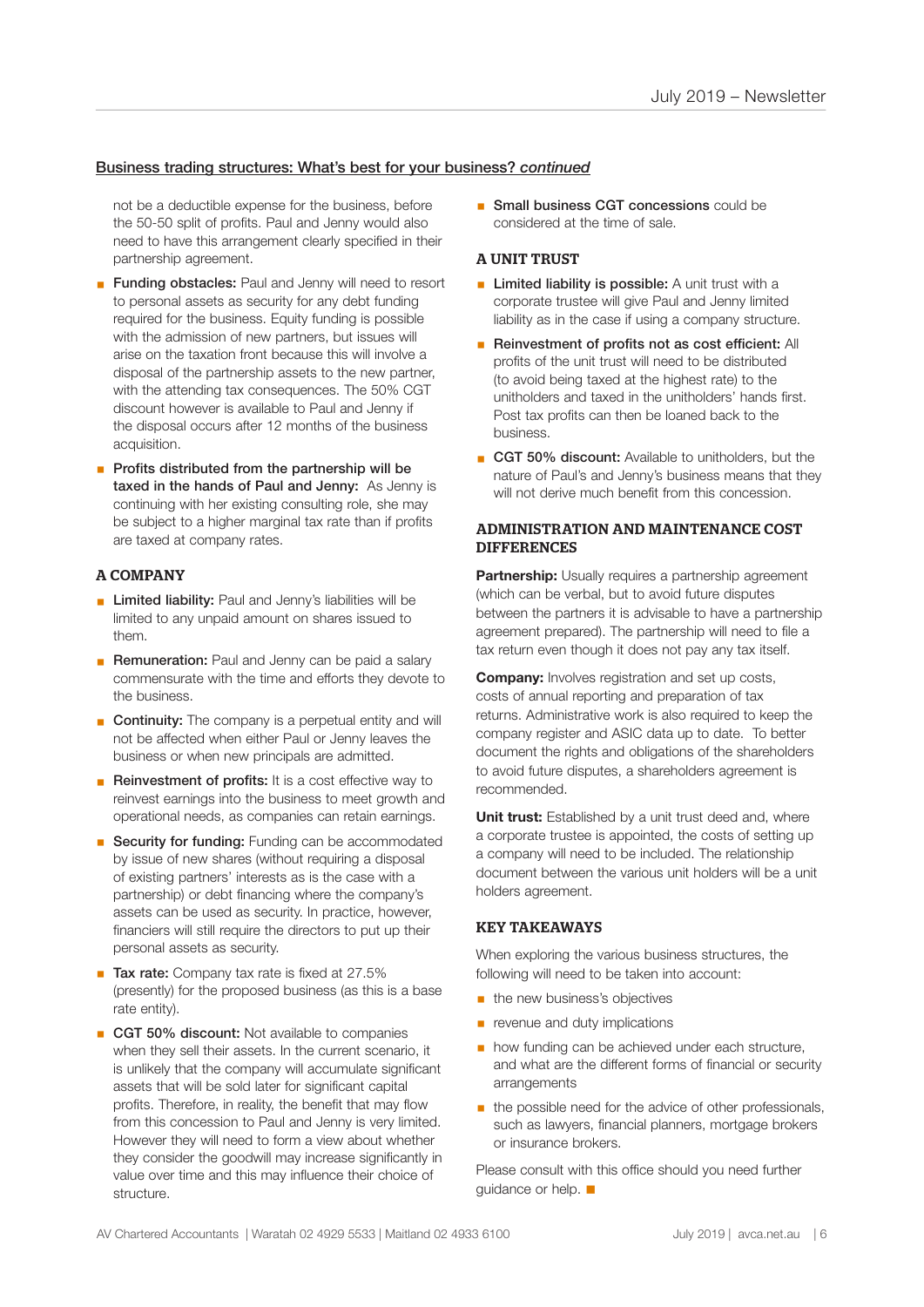## Business trading structures: What's best for your business? *continued*

not be a deductible expense for the business, before the 50-50 split of profits. Paul and Jenny would also need to have this arrangement clearly specified in their partnership agreement.

- **Funding obstacles:** Paul and Jenny will need to resort to personal assets as security for any debt funding required for the business. Equity funding is possible with the admission of new partners, but issues will arise on the taxation front because this will involve a disposal of the partnership assets to the new partner, with the attending tax consequences. The 50% CGT discount however is available to Paul and Jenny if the disposal occurs after 12 months of the business acquisition.
- **Profits distributed from the partnership will be taxed in the hands of Paul and Jenny:** As Jenny is continuing with her existing consulting role, she may be subject to a higher marginal tax rate than if profits are taxed at company rates.

### A COMPANY

- **Limited liability:** Paul and Jenny's liabilities will be limited to any unpaid amount on shares issued to them.
- **Remuneration:** Paul and Jenny can be paid a salary commensurate with the time and efforts they devote to the business.
- **Continuity:** The company is a perpetual entity and will not be affected when either Paul or Jenny leaves the business or when new principals are admitted.
- **Reinvestment of profits:** It is a cost effective way to reinvest earnings into the business to meet growth and operational needs, as companies can retain earnings.
- **Security for funding:** Funding can be accommodated by issue of new shares (without requiring a disposal of existing partners' interests as is the case with a partnership) or debt financing where the company's assets can be used as security. In practice, however, financiers will still require the directors to put up their personal assets as security.
- **Tax rate:** Company tax rate is fixed at 27.5% (presently) for the proposed business (as this is a base rate entity).
- **CGT 50% discount:** Not available to companies when they sell their assets. In the current scenario, it is unlikely that the company will accumulate significant assets that will be sold later for significant capital profits. Therefore, in reality, the benefit that may flow from this concession to Paul and Jenny is very limited. However they will need to form a view about whether they consider the goodwill may increase significantly in value over time and this may influence their choice of structure.
- **Small business CGT concessions** could be considered at the time of sale.

### A UNIT TRUST

- **Limited liability is possible:** A unit trust with a corporate trustee will give Paul and Jenny limited liability as in the case if using a company structure.
- **Reinvestment of profits not as cost efficient:** All profits of the unit trust will need to be distributed (to avoid being taxed at the highest rate) to the unitholders and taxed in the unitholders' hands first. Post tax profits can then be loaned back to the business.
- **CGT 50% discount:** Available to unitholders, but the nature of Paul's and Jenny's business means that they will not derive much benefit from this concession.

### ADMINISTRATION AND MAINTENANCE COST DIFFERENCES

**Partnership:** Usually requires a partnership agreement (which can be verbal, but to avoid future disputes between the partners it is advisable to have a partnership agreement prepared). The partnership will need to file a tax return even though it does not pay any tax itself.

**Company:** Involves registration and set up costs, costs of annual reporting and preparation of tax returns. Administrative work is also required to keep the company register and ASIC data up to date. To better document the rights and obligations of the shareholders to avoid future disputes, a shareholders agreement is recommended.

**Unit trust:** Established by a unit trust deed and, where a corporate trustee is appointed, the costs of setting up a company will need to be included. The relationship document between the various unit holders will be a unit holders agreement.

### KEY TAKEAWAYS

When exploring the various business structures, the following will need to be taken into account:

- the new business's objectives
- revenue and duty implications
- how funding can be achieved under each structure, and what are the different forms of financial or security arrangements
- the possible need for the advice of other professionals, such as lawyers, financial planners, mortgage brokers or insurance brokers.

Please consult with this office should you need further guidance or help. ■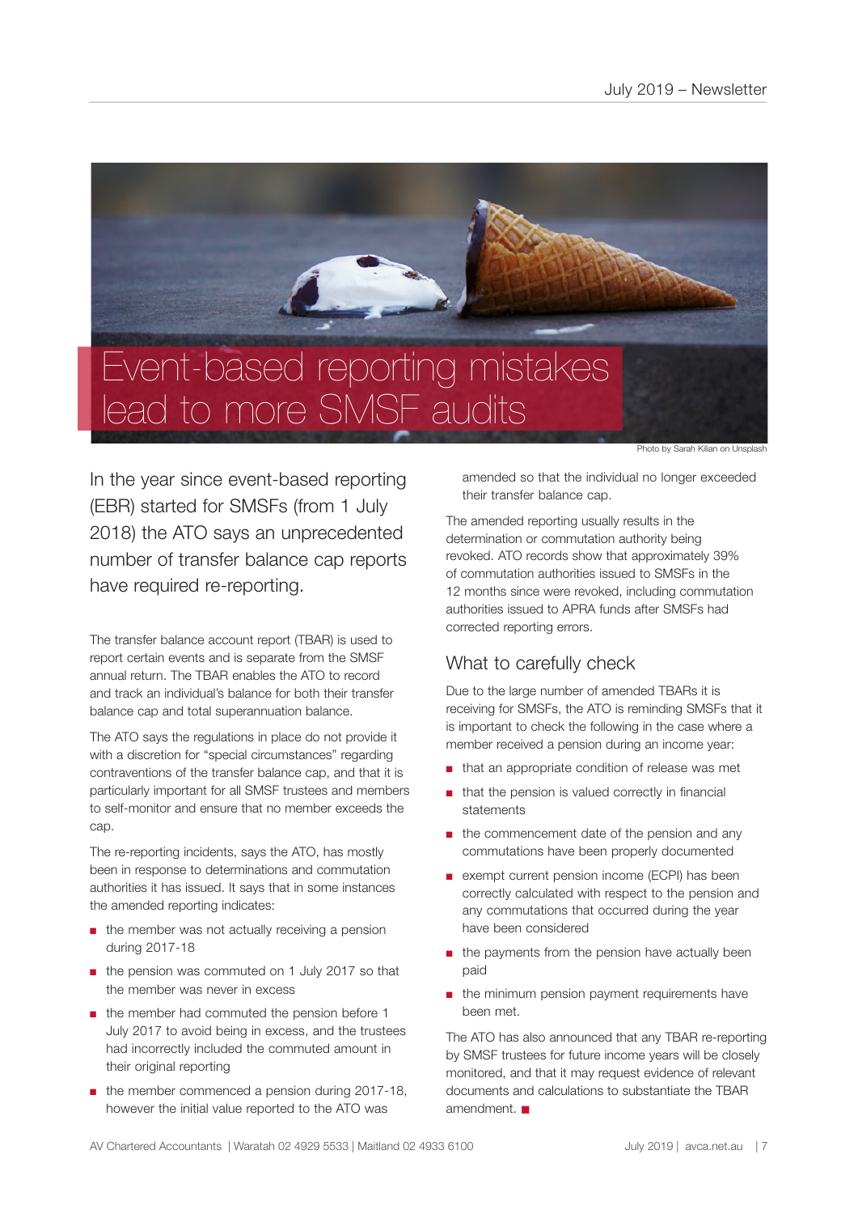# Event-based reporting mistakes lead to more SMSF audits

Photo by Sarah Kilian on Unsplash

In the year since event-based reporting (EBR) started for SMSFs (from 1 July 2018) the ATO says an unprecedented number of transfer balance cap reports have required re-reporting.

The transfer balance account report (TBAR) is used to report certain events and is separate from the SMSF annual return. The TBAR enables the ATO to record and track an individual's balance for both their transfer balance cap and total superannuation balance.

The ATO says the regulations in place do not provide it with a discretion for "special circumstances" regarding contraventions of the transfer balance cap, and that it is particularly important for all SMSF trustees and members to self-monitor and ensure that no member exceeds the cap.

The re-reporting incidents, says the ATO, has mostly been in response to determinations and commutation authorities it has issued. It says that in some instances the amended reporting indicates:

- the member was not actually receiving a pension during 2017-18
- the pension was commuted on 1 July 2017 so that the member was never in excess
- the member had commuted the pension before 1 July 2017 to avoid being in excess, and the trustees had incorrectly included the commuted amount in their original reporting
- the member commenced a pension during 2017-18, however the initial value reported to the ATO was amended so that the individual no longer exceeded their transfer balance cap.

The amended reporting usually results in the determination or commutation authority being revoked. ATO records show that approximately 39% of commutation authorities issued to SMSFs in the 12 months since were revoked, including commutation authorities issued to APRA funds after SMSFs had corrected reporting errors.

## What to carefully check

Due to the large number of amended TBARs it is receiving for SMSFs, the ATO is reminding SMSFs that it is important to check the following in the case where a member received a pension during an income year:

- that an appropriate condition of release was met
- that the pension is valued correctly in financial statements
- the commencement date of the pension and any commutations have been properly documented
- exempt current pension income (ECPI) has been correctly calculated with respect to the pension and any commutations that occurred during the year have been considered
- the payments from the pension have actually been paid
- the minimum pension payment requirements have been met.

The ATO has also announced that any TBAR re-reporting by SMSF trustees for future income years will be closely monitored, and that it may request evidence of relevant documents and calculations to substantiate the TBAR amendment. ■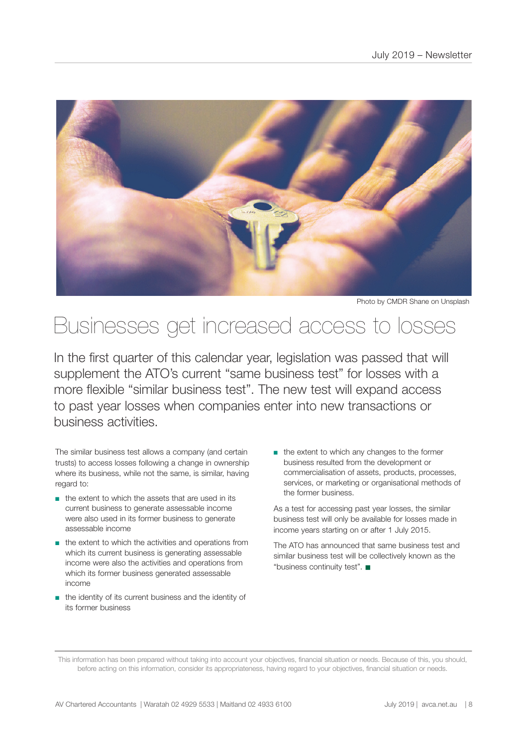Photo by CMDR Shane on Unsplash

# Businesses get increased access to losses

In the first quarter of this calendar year, legislation was passed that will supplement the ATO's current "same business test" for losses with a more flexible "similar business test". The new test will expand access to past year losses when companies enter into new transactions or business activities.

The similar business test allows a company (and certain trusts) to access losses following a change in ownership where its business, while not the same, is similar, having regard to:

- the extent to which the assets that are used in its current business to generate assessable income were also used in its former business to generate assessable income
- the extent to which the activities and operations from which its current business is generating assessable income were also the activities and operations from which its former business generated assessable income
- the identity of its current business and the identity of its former business
- the extent to which any changes to the former business resulted from the development or commercialisation of assets, products, processes, services, or marketing or organisational methods of the former business.

As a test for accessing past year losses, the similar business test will only be available for losses made in income years starting on or after 1 July 2015.

The ATO has announced that same business test and similar business test will be collectively known as the "business continuity test". ■

This information has been prepared without taking into account your objectives, financial situation or needs. Because of this, you should, before acting on this information, consider its appropriateness, having regard to your objectives, financial situation or needs.